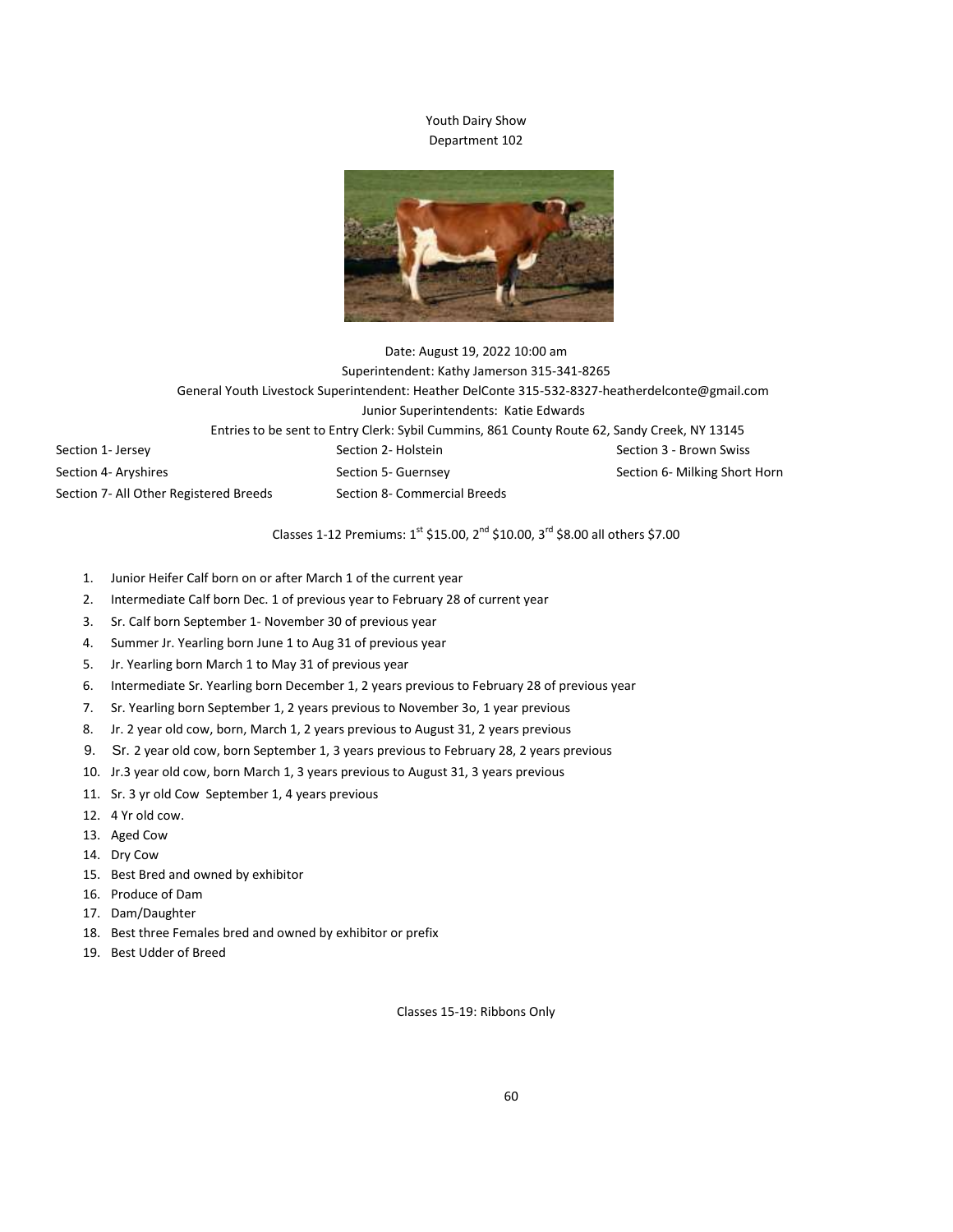# Youth Dairy Show

## Department 102

Date: August 19, 2022 10:00 am

Superintendent: Kathy Jamerson 315-341-8265

General Youth Livestock Superintendent: Heather DelConte 315-532-8327-heatherdelconte@gmail.com

Junior Superintendents: Katie Edwards

Entries to be sent to Entry Clerk: Sybil Cummins, 861 County Route 62, Sandy Creek, NY 13145

Section 1- Jersey
Section 2- Holstein
Section 3 - Brown Swiss
Section 4- Aryshires
Section 5- Guernsey
Section 6- Milking Short Horn
Section 7- All Other Registered Breeds
Section 8- Commercial Breeds

Classes 1-12 Premiums: 1st $15.00, 2nd $10.00, 3rd $8.00 all others $7.00

1. Junior Heifer Calf born on or after March 1 of the current year
2. Intermediate Calf born Dec. 1 of previous year to February 28 of current year
3. Sr. Calf born September 1- November 30 of previous year
4. Summer Jr. Yearling born June 1 to Aug 31 of previous year
5. Jr. Yearling born March 1 to May 31 of previous year
6. Intermediate Sr. Yearling born December 1, 2 years previous to February 28 of previous year
7. Sr. Yearling born September 1, 2 years previous to November 3o, 1 year previous
8. Jr. 2 year old cow, born, March 1, 2 years previous to August 31, 2 years previous
9. Sr. 2 year old cow, born September 1, 3 years previous to February 28, 2 years previous
10. Jr.3 year old cow, born March 1, 3 years previous to August 31, 3 years previous
11. Sr. 3 yr old Cow September 1, 4 years previous
12. 4 Yr old cow.
13. Aged Cow
14. Dry Cow
15. Best Bred and owned by exhibitor
16. Produce of Dam
17. Dam/Daughter
18. Best three Females bred and owned by exhibitor or prefix
19. Best Udder of Breed

Classes 15-19: Ribbons Only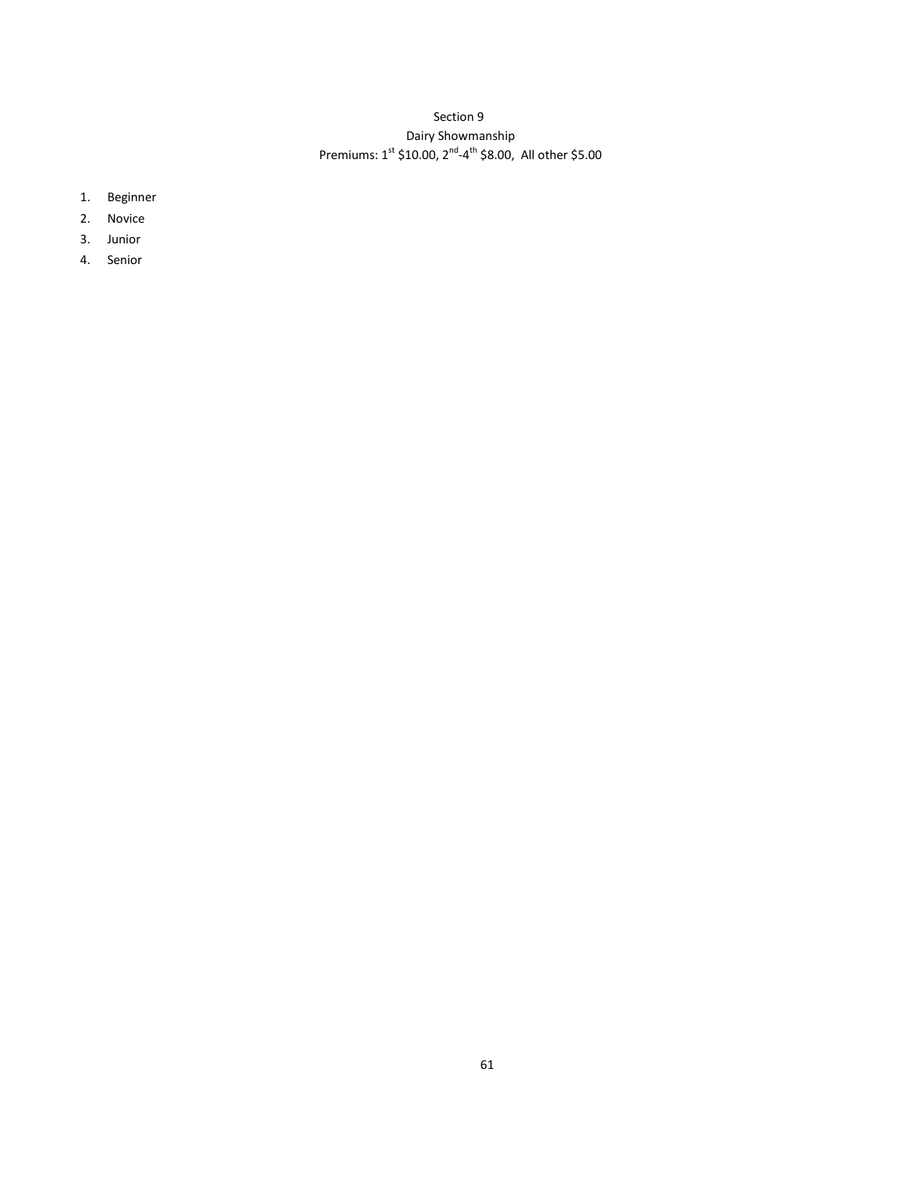Section 9

Dairy Showmanship

Premiums: 1st $10.00, 2nd-4th $8.00, All other $5.00

1. Beginner
2. Novice
3. Junior
4. Senior